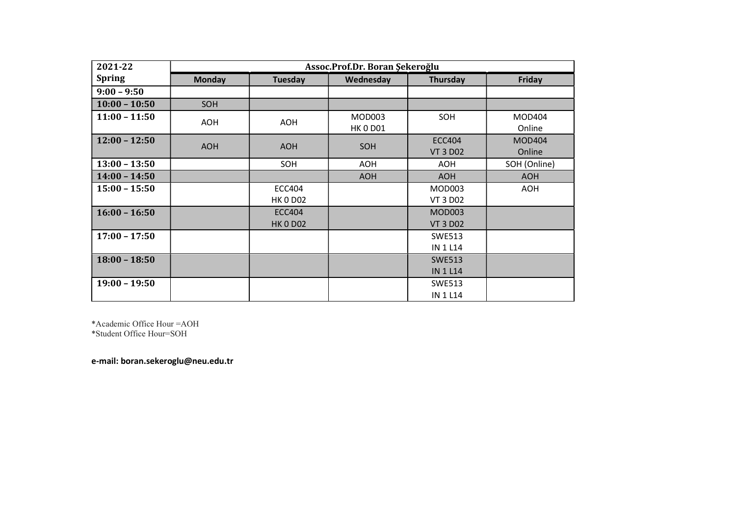| 2021-22 Spring | Assoc.Prof.Dr. Boran Şekeroğlu | | | | |
|---|---|---|---|---|---|
| | **Monday** | **Tuesday** | **Wednesday** | **Thursday** | **Friday** |
| **9:00 – 9:50** | | | | | |
| **10:00 – 10:50** | SOH | | | | |
| **11:00 – 11:50** | AOH | AOH | MOD003 HK 0 D01 | SOH | MOD404 Online |
| **12:00 – 12:50** | AOH | AOH | SOH | ECC404 VT 3 D02 | MOD404 Online |
| **13:00 – 13:50** | | SOH | AOH | AOH | SOH (Online) |
| **14:00 – 14:50** | | | AOH | AOH | AOH |
| **15:00 – 15:50** | | ECC404 HK 0 D02 | | MOD003 VT 3 D02 | AOH |
| **16:00 – 16:50** | | ECC404 HK 0 D02 | | MOD003 VT 3 D02 | |
| **17:00 – 17:50** | | | | SWE513 IN 1 L14 | |
| **18:00 – 18:50** | | | | SWE513 IN 1 L14 | |
| **19:00 – 19:50** | | | | SWE513 IN 1 L14 | |

*Academic Office Hour =AOH
*Student Office Hour=SOH

**e-mail: boran.sekeroglu@neu.edu.tr**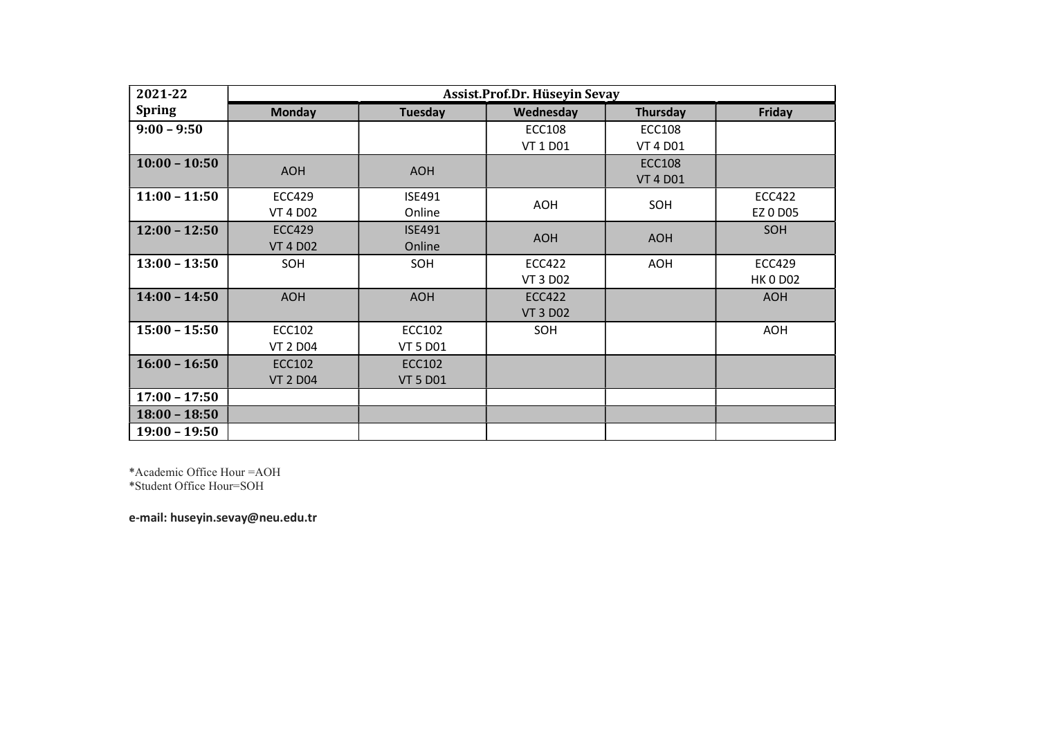| 2021-22 Spring | Assist.Prof.Dr. Hüseyin Sevay | | | | |
|---|---|---|---|---|---|
| | **Monday** | **Tuesday** | **Wednesday** | **Thursday** | **Friday** |
| **9:00 – 9:50** | | | ECC108 VT 1 D01 | ECC108 VT 4 D01 | |
| **10:00 – 10:50** | AOH | AOH | | ECC108 VT 4 D01 | |
| **11:00 – 11:50** | ECC429 VT 4 D02 | ISE491 Online | AOH | SOH | ECC422 EZ 0 D05 |
| **12:00 – 12:50** | ECC429 VT 4 D02 | ISE491 Online | AOH | AOH | SOH |
| **13:00 – 13:50** | SOH | SOH | ECC422 VT 3 D02 | AOH | ECC429 HK 0 D02 |
| **14:00 – 14:50** | AOH | AOH | ECC422 VT 3 D02 | | AOH |
| **15:00 – 15:50** | ECC102 VT 2 D04 | ECC102 VT 5 D01 | SOH | | AOH |
| **16:00 – 16:50** | ECC102 VT 2 D04 | ECC102 VT 5 D01 | | | |
| **17:00 – 17:50** | | | | | |
| **18:00 – 18:50** | | | | | |
| **19:00 – 19:50** | | | | | |

*Academic Office Hour =AOH
*Student Office Hour=SOH

**e-mail: huseyin.sevay@neu.edu.tr**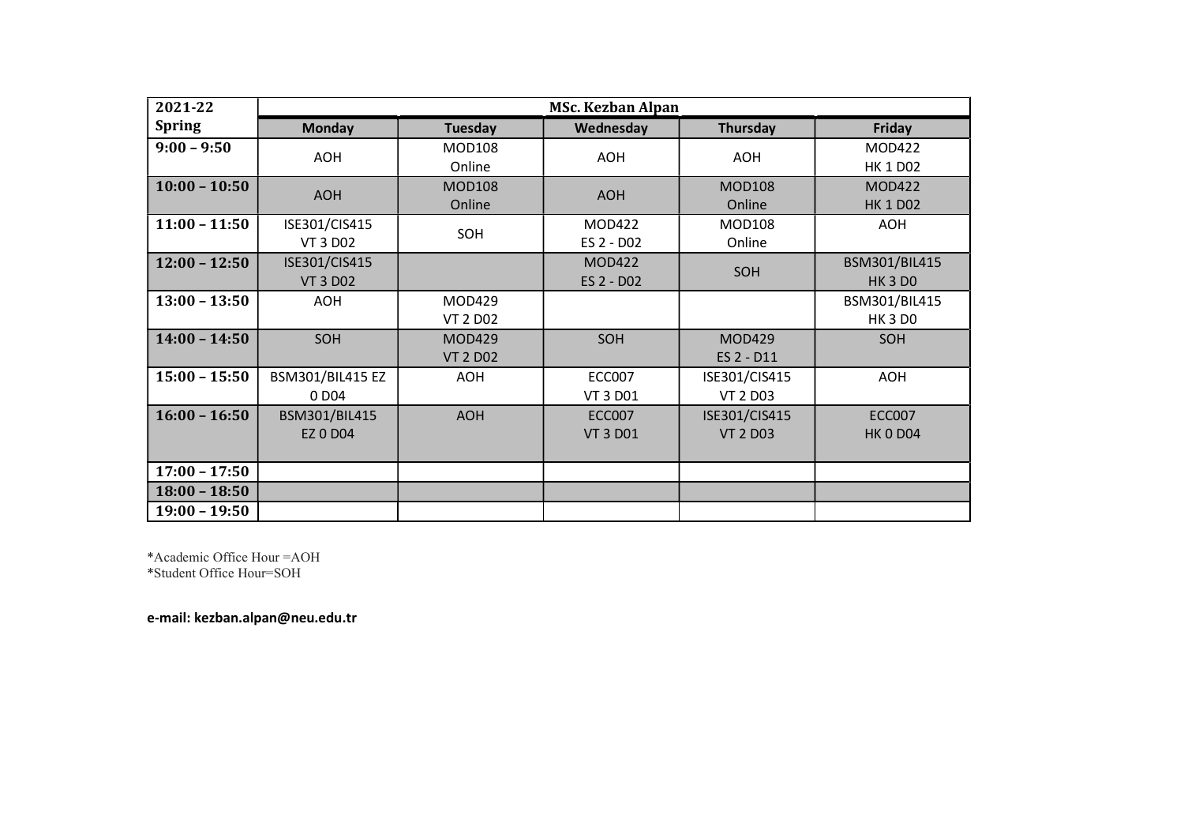| 2021-22 Spring | MSc. Kezban Alpan | | | | |
|---|---|---|---|---|---|
| | **Monday** | **Tuesday** | **Wednesday** | **Thursday** | **Friday** |
| **9:00 – 9:50** | AOH | MOD108 Online | AOH | AOH | MOD422 HK 1 D02 |
| **10:00 – 10:50** | AOH | MOD108 Online | AOH | MOD108 Online | MOD422 HK 1 D02 |
| **11:00 – 11:50** | ISE301/CIS415 VT 3 D02 | SOH | MOD422 ES 2 - D02 | MOD108 Online | AOH |
| **12:00 – 12:50** | ISE301/CIS415 VT 3 D02 | | MOD422 ES 2 - D02 | SOH | BSM301/BIL415 HK 3 D0 |
| **13:00 – 13:50** | AOH | MOD429 VT 2 D02 | | | BSM301/BIL415 HK 3 D0 |
| **14:00 – 14:50** | SOH | MOD429 VT 2 D02 | SOH | MOD429 ES 2 - D11 | SOH |
| **15:00 – 15:50** | BSM301/BIL415 EZ 0 D04 | AOH | ECC007 VT 3 D01 | ISE301/CIS415 VT 2 D03 | AOH |
| **16:00 – 16:50** | BSM301/BIL415 EZ 0 D04 | AOH | ECC007 VT 3 D01 | ISE301/CIS415 VT 2 D03 | ECC007 HK 0 D04 |
| **17:00 – 17:50** | | | | | |
| **18:00 – 18:50** | | | | | |
| **19:00 – 19:50** | | | | | |

*Academic Office Hour =AOH
*Student Office Hour=SOH

**e-mail: kezban.alpan@neu.edu.tr**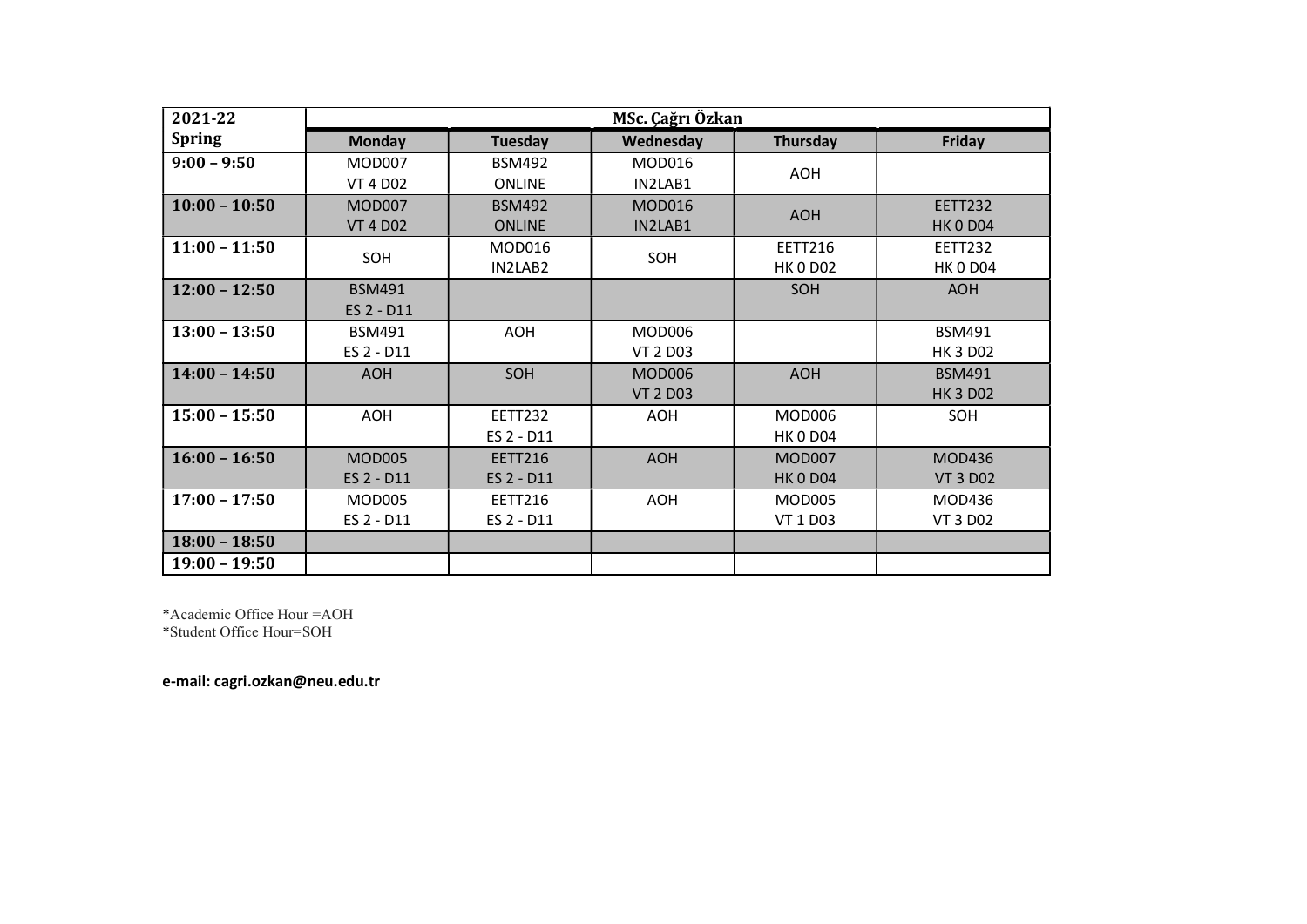| 2021-22 Spring | MSc. Çağrı Özkan | | | | |
|---|---|---|---|---|---|
| | **Monday** | **Tuesday** | **Wednesday** | **Thursday** | **Friday** |
| **9:00 – 9:50** | MOD007 VT 4 D02 | BSM492 ONLINE | MOD016 IN2LAB1 | AOH | |
| **10:00 – 10:50** | MOD007 VT 4 D02 | BSM492 ONLINE | MOD016 IN2LAB1 | AOH | EETT232 HK 0 D04 |
| **11:00 – 11:50** | SOH | MOD016 IN2LAB2 | SOH | EETT216 HK 0 D02 | EETT232 HK 0 D04 |
| **12:00 – 12:50** | BSM491 ES 2 - D11 | | | SOH | AOH |
| **13:00 – 13:50** | BSM491 ES 2 - D11 | AOH | MOD006 VT 2 D03 | | BSM491 HK 3 D02 |
| **14:00 – 14:50** | AOH | SOH | MOD006 VT 2 D03 | AOH | BSM491 HK 3 D02 |
| **15:00 – 15:50** | AOH | EETT232 ES 2 - D11 | AOH | MOD006 HK 0 D04 | SOH |
| **16:00 – 16:50** | MOD005 ES 2 - D11 | EETT216 ES 2 - D11 | AOH | MOD007 HK 0 D04 | MOD436 VT 3 D02 |
| **17:00 – 17:50** | MOD005 ES 2 - D11 | EETT216 ES 2 - D11 | AOH | MOD005 VT 1 D03 | MOD436 VT 3 D02 |
| **18:00 – 18:50** | | | | | |
| **19:00 – 19:50** | | | | | |

*Academic Office Hour =AOH
*Student Office Hour=SOH

**e-mail: cagri.ozkan@neu.edu.tr**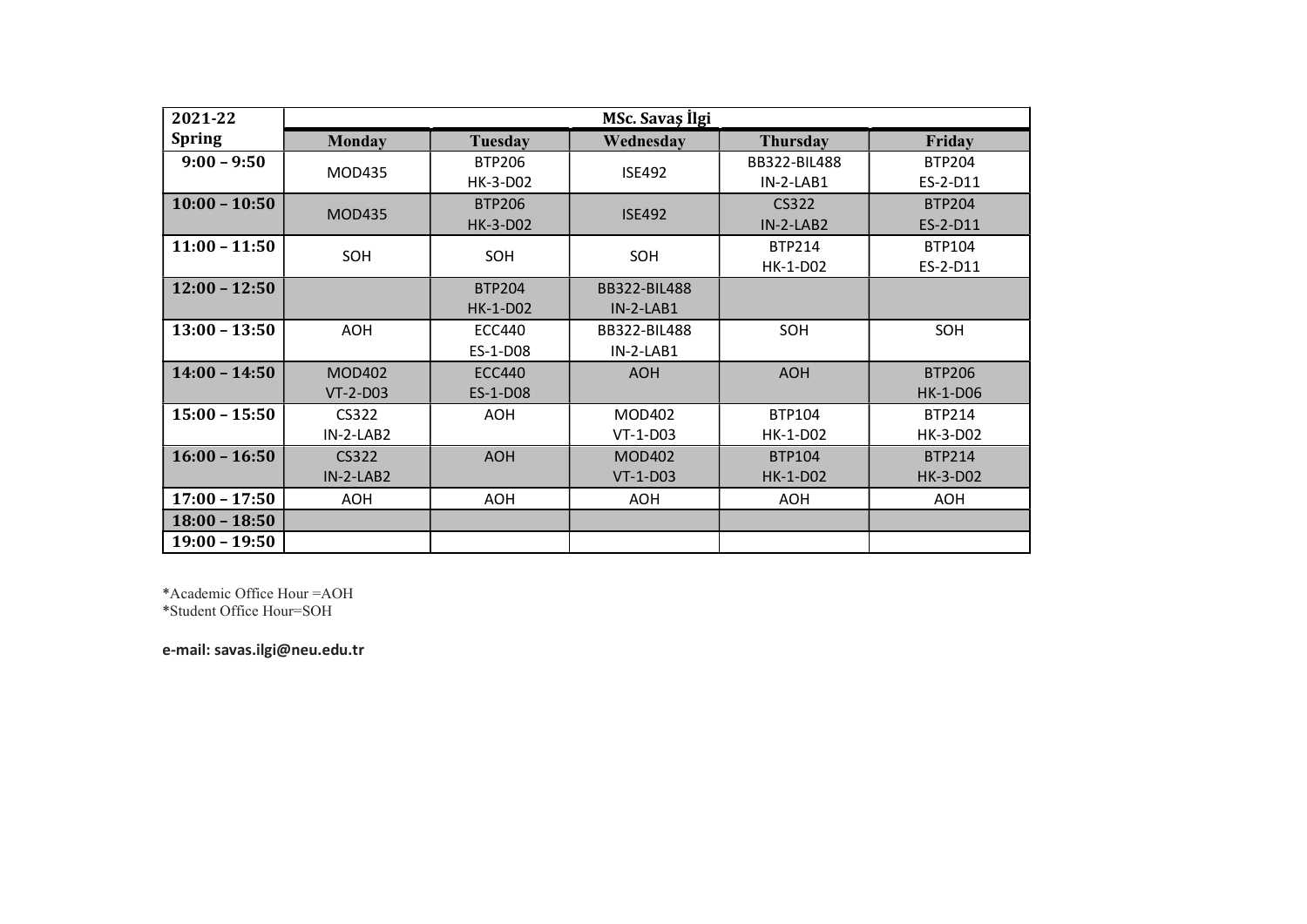| 2021-22 Spring | MSc. Savaş İlgi | | | | |
|---|---|---|---|---|---|
| | **Monday** | **Tuesday** | **Wednesday** | **Thursday** | **Friday** |
| **9:00 – 9:50** | MOD435 | BTP206 HK-3-D02 | ISE492 | BB322-BIL488 IN-2-LAB1 | BTP204 ES-2-D11 |
| **10:00 – 10:50** | MOD435 | BTP206 HK-3-D02 | ISE492 | CS322 IN-2-LAB2 | BTP204 ES-2-D11 |
| **11:00 – 11:50** | SOH | SOH | SOH | BTP214 HK-1-D02 | BTP104 ES-2-D11 |
| **12:00 – 12:50** | | BTP204 HK-1-D02 | BB322-BIL488 IN-2-LAB1 | | |
| **13:00 – 13:50** | AOH | ECC440 ES-1-D08 | BB322-BIL488 IN-2-LAB1 | SOH | SOH |
| **14:00 – 14:50** | MOD402 VT-2-D03 | ECC440 ES-1-D08 | AOH | AOH | BTP206 HK-1-D06 |
| **15:00 – 15:50** | CS322 IN-2-LAB2 | AOH | MOD402 VT-1-D03 | BTP104 HK-1-D02 | BTP214 HK-3-D02 |
| **16:00 – 16:50** | CS322 IN-2-LAB2 | AOH | MOD402 VT-1-D03 | BTP104 HK-1-D02 | BTP214 HK-3-D02 |
| **17:00 – 17:50** | AOH | AOH | AOH | AOH | AOH |
| **18:00 – 18:50** | | | | | |
| **19:00 – 19:50** | | | | | |

*Academic Office Hour =AOH
*Student Office Hour=SOH

**e-mail: savas.ilgi@neu.edu.tr**